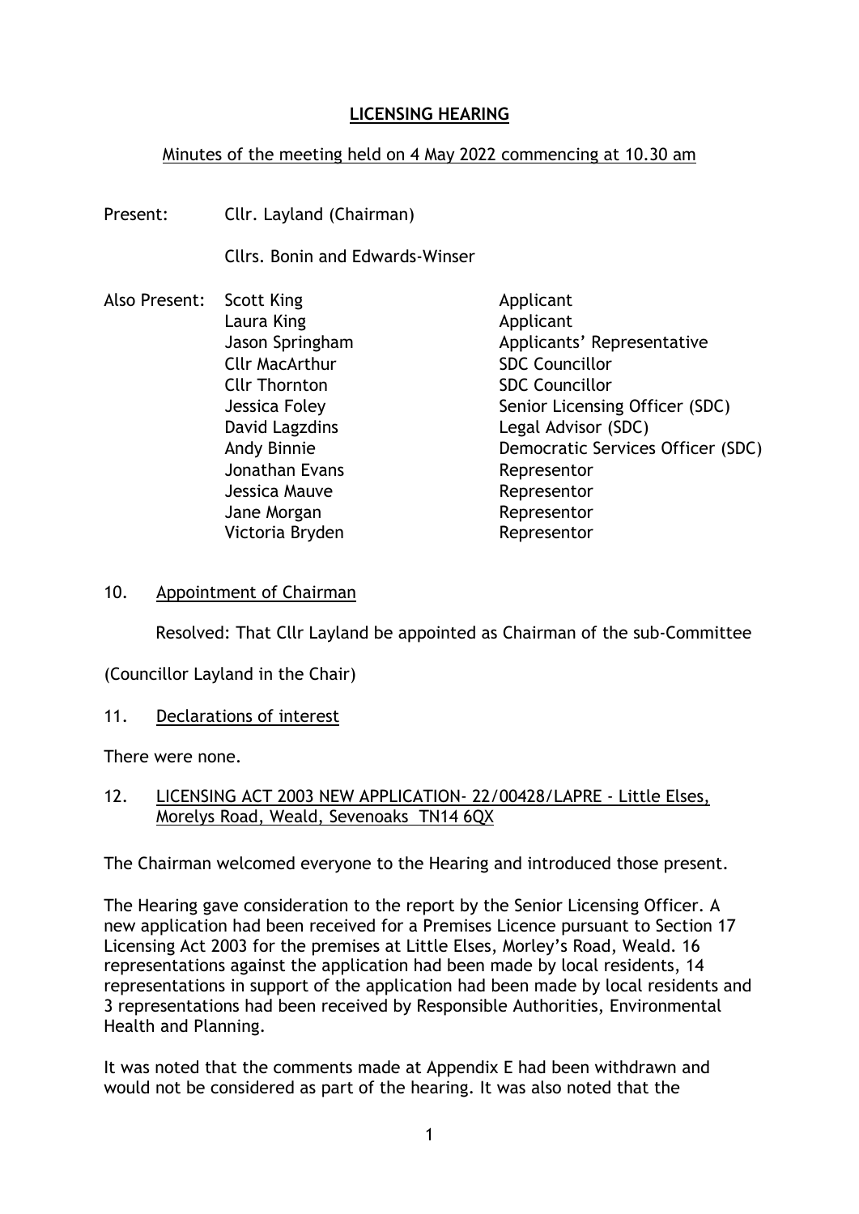# LICENSING HEARING

Minutes of the meeting held on 4 May 2022 commencing at 10.30 am

Present: Cllr. Layland (Chairman)

Cllrs. Bonin and Edwards-Winser

| Also Present: | | |
|---|---|---|
| | Scott King | Applicant |
| | Laura King | Applicant |
| | Jason Springham | Applicants' Representative |
| | Cllr MacArthur | SDC Councillor |
| | Cllr Thornton | SDC Councillor |
| | Jessica Foley | Senior Licensing Officer (SDC) |
| | David Lagzdins | Legal Advisor (SDC) |
| | Andy Binnie | Democratic Services Officer (SDC) |
| | Jonathan Evans | Representor |
| | Jessica Mauve | Representor |
| | Jane Morgan | Representor |
| | Victoria Bryden | Representor |

## 10. Appointment of Chairman

Resolved: That Cllr Layland be appointed as Chairman of the sub-Committee

(Councillor Layland in the Chair)

## 11. Declarations of interest

There were none.

## 12. LICENSING ACT 2003 NEW APPLICATION- 22/00428/LAPRE - Little Elses, Morelys Road, Weald, Sevenoaks TN14 6QX

The Chairman welcomed everyone to the Hearing and introduced those present.

The Hearing gave consideration to the report by the Senior Licensing Officer. A new application had been received for a Premises Licence pursuant to Section 17 Licensing Act 2003 for the premises at Little Elses, Morley's Road, Weald. 16 representations against the application had been made by local residents, 14 representations in support of the application had been made by local residents and 3 representations had been received by Responsible Authorities, Environmental Health and Planning.

It was noted that the comments made at Appendix E had been withdrawn and would not be considered as part of the hearing. It was also noted that the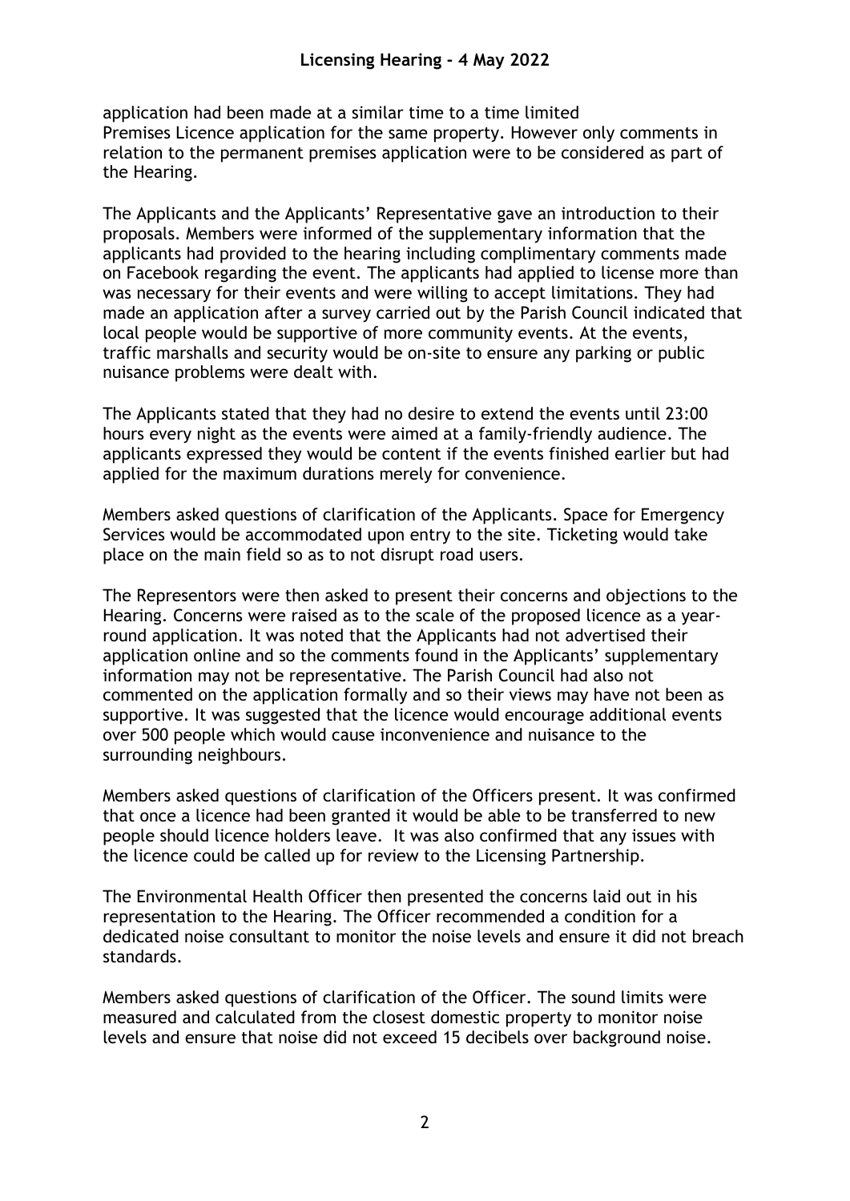application had been made at a similar time to a time limited Premises Licence application for the same property. However only comments in relation to the permanent premises application were to be considered as part of the Hearing.

The Applicants and the Applicants' Representative gave an introduction to their proposals. Members were informed of the supplementary information that the applicants had provided to the hearing including complimentary comments made on Facebook regarding the event. The applicants had applied to license more than was necessary for their events and were willing to accept limitations. They had made an application after a survey carried out by the Parish Council indicated that local people would be supportive of more community events. At the events, traffic marshalls and security would be on-site to ensure any parking or public nuisance problems were dealt with.

The Applicants stated that they had no desire to extend the events until 23:00 hours every night as the events were aimed at a family-friendly audience. The applicants expressed they would be content if the events finished earlier but had applied for the maximum durations merely for convenience.

Members asked questions of clarification of the Applicants. Space for Emergency Services would be accommodated upon entry to the site. Ticketing would take place on the main field so as to not disrupt road users.

The Representors were then asked to present their concerns and objections to the Hearing. Concerns were raised as to the scale of the proposed licence as a year-round application. It was noted that the Applicants had not advertised their application online and so the comments found in the Applicants' supplementary information may not be representative. The Parish Council had also not commented on the application formally and so their views may have not been as supportive. It was suggested that the licence would encourage additional events over 500 people which would cause inconvenience and nuisance to the surrounding neighbours.

Members asked questions of clarification of the Officers present. It was confirmed that once a licence had been granted it would be able to be transferred to new people should licence holders leave. It was also confirmed that any issues with the licence could be called up for review to the Licensing Partnership.

The Environmental Health Officer then presented the concerns laid out in his representation to the Hearing. The Officer recommended a condition for a dedicated noise consultant to monitor the noise levels and ensure it did not breach standards.

Members asked questions of clarification of the Officer. The sound limits were measured and calculated from the closest domestic property to monitor noise levels and ensure that noise did not exceed 15 decibels over background noise.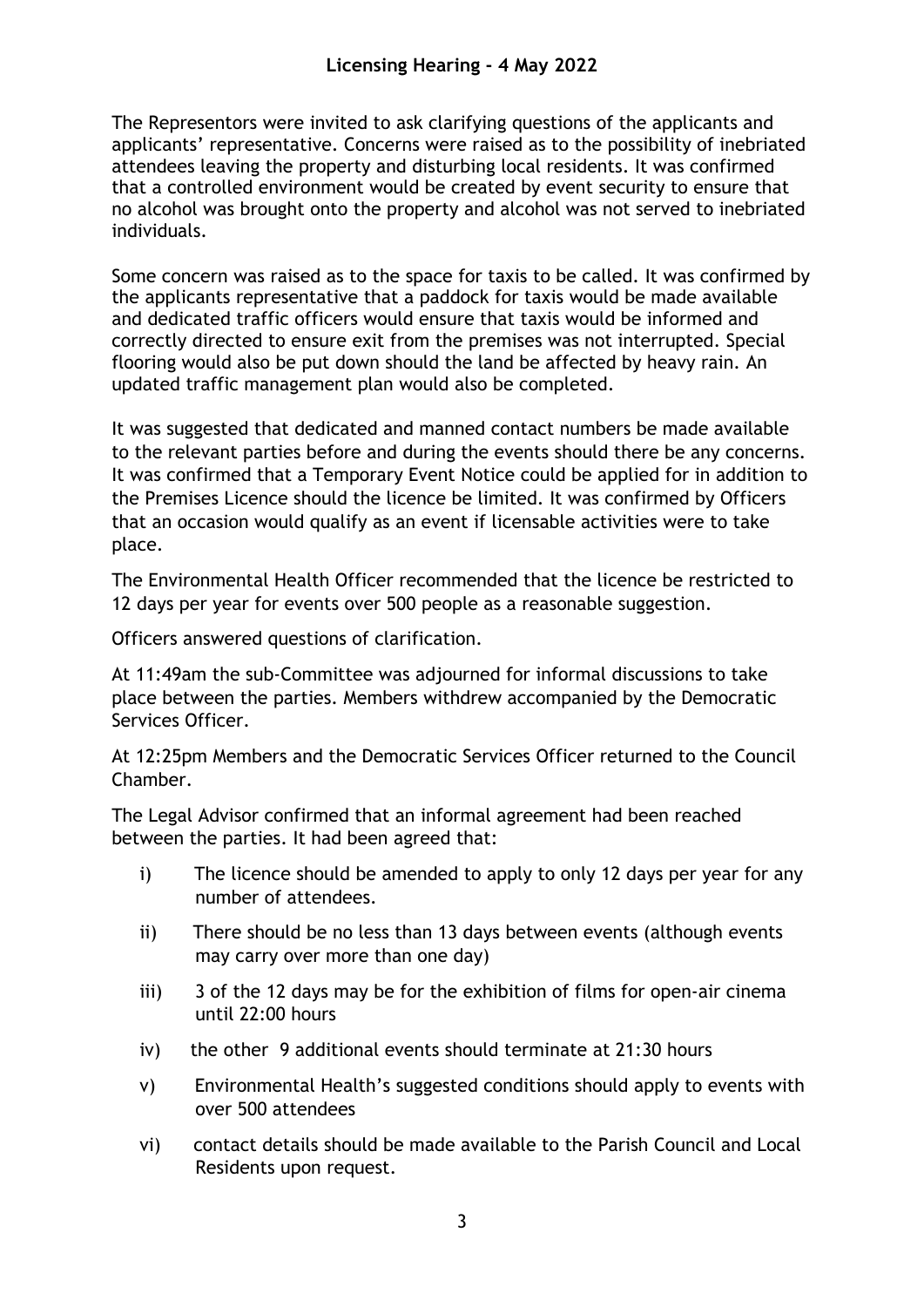The Representors were invited to ask clarifying questions of the applicants and applicants' representative. Concerns were raised as to the possibility of inebriated attendees leaving the property and disturbing local residents. It was confirmed that a controlled environment would be created by event security to ensure that no alcohol was brought onto the property and alcohol was not served to inebriated individuals.

Some concern was raised as to the space for taxis to be called. It was confirmed by the applicants representative that a paddock for taxis would be made available and dedicated traffic officers would ensure that taxis would be informed and correctly directed to ensure exit from the premises was not interrupted. Special flooring would also be put down should the land be affected by heavy rain. An updated traffic management plan would also be completed.

It was suggested that dedicated and manned contact numbers be made available to the relevant parties before and during the events should there be any concerns. It was confirmed that a Temporary Event Notice could be applied for in addition to the Premises Licence should the licence be limited. It was confirmed by Officers that an occasion would qualify as an event if licensable activities were to take place.

The Environmental Health Officer recommended that the licence be restricted to 12 days per year for events over 500 people as a reasonable suggestion.

Officers answered questions of clarification.

At 11:49am the sub-Committee was adjourned for informal discussions to take place between the parties. Members withdrew accompanied by the Democratic Services Officer.

At 12:25pm Members and the Democratic Services Officer returned to the Council Chamber.

The Legal Advisor confirmed that an informal agreement had been reached between the parties. It had been agreed that:

i) The licence should be amended to apply to only 12 days per year for any number of attendees.

ii) There should be no less than 13 days between events (although events may carry over more than one day)

iii) 3 of the 12 days may be for the exhibition of films for open-air cinema until 22:00 hours

iv) the other 9 additional events should terminate at 21:30 hours

v) Environmental Health's suggested conditions should apply to events with over 500 attendees

vi) contact details should be made available to the Parish Council and Local Residents upon request.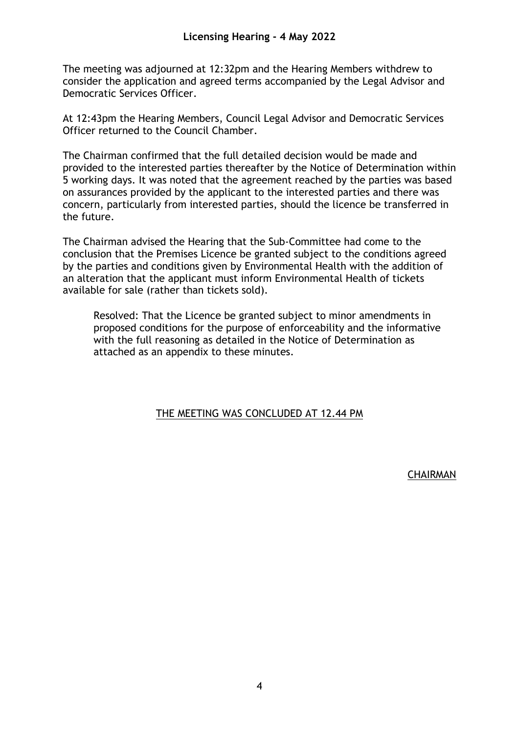The meeting was adjourned at 12:32pm and the Hearing Members withdrew to consider the application and agreed terms accompanied by the Legal Advisor and Democratic Services Officer.

At 12:43pm the Hearing Members, Council Legal Advisor and Democratic Services Officer returned to the Council Chamber.

The Chairman confirmed that the full detailed decision would be made and provided to the interested parties thereafter by the Notice of Determination within 5 working days. It was noted that the agreement reached by the parties was based on assurances provided by the applicant to the interested parties and there was concern, particularly from interested parties, should the licence be transferred in the future.

The Chairman advised the Hearing that the Sub-Committee had come to the conclusion that the Premises Licence be granted subject to the conditions agreed by the parties and conditions given by Environmental Health with the addition of an alteration that the applicant must inform Environmental Health of tickets available for sale (rather than tickets sold).

> Resolved: That the Licence be granted subject to minor amendments in proposed conditions for the purpose of enforceability and the informative with the full reasoning as detailed in the Notice of Determination as attached as an appendix to these minutes.

THE MEETING WAS CONCLUDED AT 12.44 PM

CHAIRMAN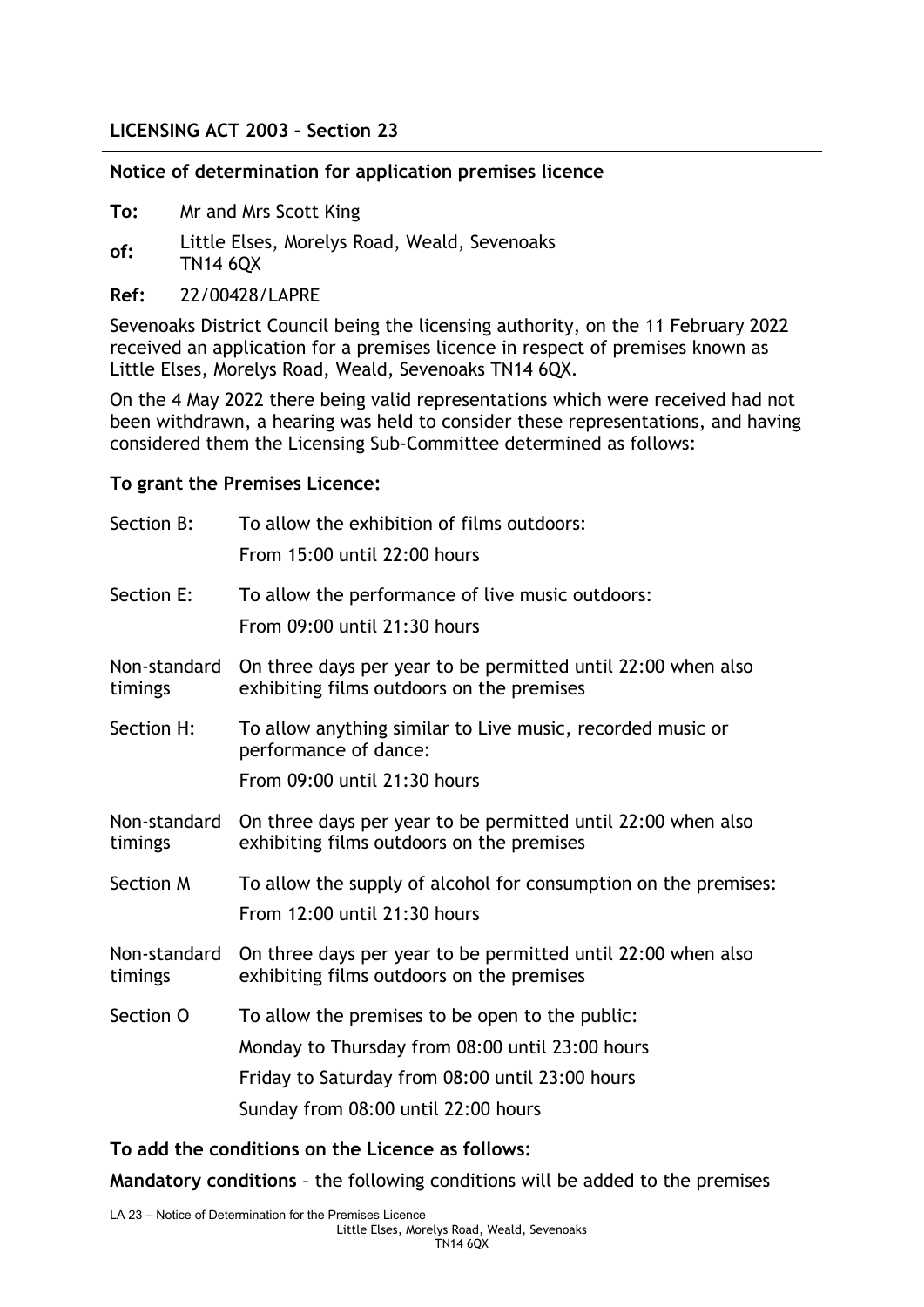**LICENSING ACT 2003 – Section 23**

**Notice of determination for application premises licence**

**To:** Mr and Mrs Scott King

**of:** Little Elses, Morelys Road, Weald, Sevenoaks TN14 6QX

**Ref:** 22/00428/LAPRE

Sevenoaks District Council being the licensing authority, on the 11 February 2022 received an application for a premises licence in respect of premises known as Little Elses, Morelys Road, Weald, Sevenoaks TN14 6QX.

On the 4 May 2022 there being valid representations which were received had not been withdrawn, a hearing was held to consider these representations, and having considered them the Licensing Sub-Committee determined as follows:

**To grant the Premises Licence:**

| | |
|---|---|
| Section B: | To allow the exhibition of films outdoors:<br>From 15:00 until 22:00 hours |
| Section E: | To allow the performance of live music outdoors:<br>From 09:00 until 21:30 hours |
| Non-standard timings | On three days per year to be permitted until 22:00 when also exhibiting films outdoors on the premises |
| Section H: | To allow anything similar to Live music, recorded music or performance of dance:<br>From 09:00 until 21:30 hours |
| Non-standard timings | On three days per year to be permitted until 22:00 when also exhibiting films outdoors on the premises |
| Section M | To allow the supply of alcohol for consumption on the premises:<br>From 12:00 until 21:30 hours |
| Non-standard timings | On three days per year to be permitted until 22:00 when also exhibiting films outdoors on the premises |
| Section O | To allow the premises to be open to the public:<br>Monday to Thursday from 08:00 until 23:00 hours<br>Friday to Saturday from 08:00 until 23:00 hours<br>Sunday from 08:00 until 22:00 hours |

**To add the conditions on the Licence as follows:**

**Mandatory conditions** – the following conditions will be added to the premises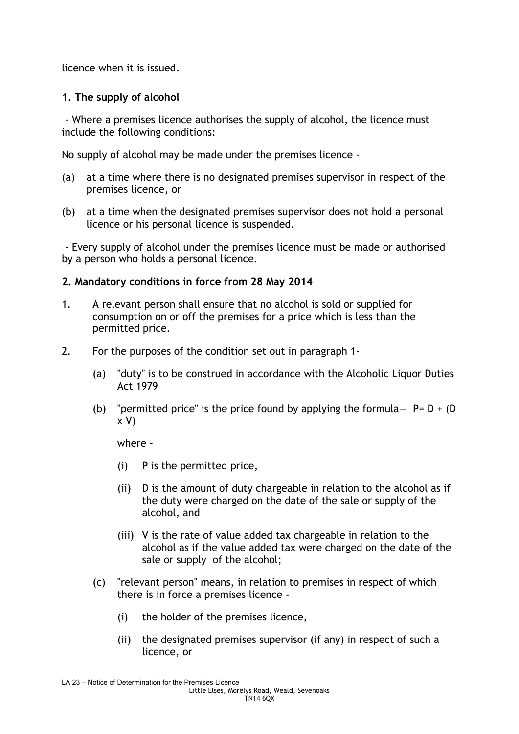licence when it is issued.

**1. The supply of alcohol**

- Where a premises licence authorises the supply of alcohol, the licence must include the following conditions:

No supply of alcohol may be made under the premises licence -

(a) at a time where there is no designated premises supervisor in respect of the premises licence, or

(b) at a time when the designated premises supervisor does not hold a personal licence or his personal licence is suspended.

- Every supply of alcohol under the premises licence must be made or authorised by a person who holds a personal licence.

**2. Mandatory conditions in force from 28 May 2014**

1. A relevant person shall ensure that no alcohol is sold or supplied for consumption on or off the premises for a price which is less than the permitted price.

2. For the purposes of the condition set out in paragraph 1-

   (a) "duty" is to be construed in accordance with the Alcoholic Liquor Duties Act 1979

   (b) "permitted price" is the price found by applying the formula— $P = D + (D \times V)$

   where -

   (i) P is the permitted price,

   (ii) D is the amount of duty chargeable in relation to the alcohol as if the duty were charged on the date of the sale or supply of the alcohol, and

   (iii) V is the rate of value added tax chargeable in relation to the alcohol as if the value added tax were charged on the date of the sale or supply of the alcohol;

   (c) "relevant person" means, in relation to premises in respect of which there is in force a premises licence -

   (i) the holder of the premises licence,

   (ii) the designated premises supervisor (if any) in respect of such a licence, or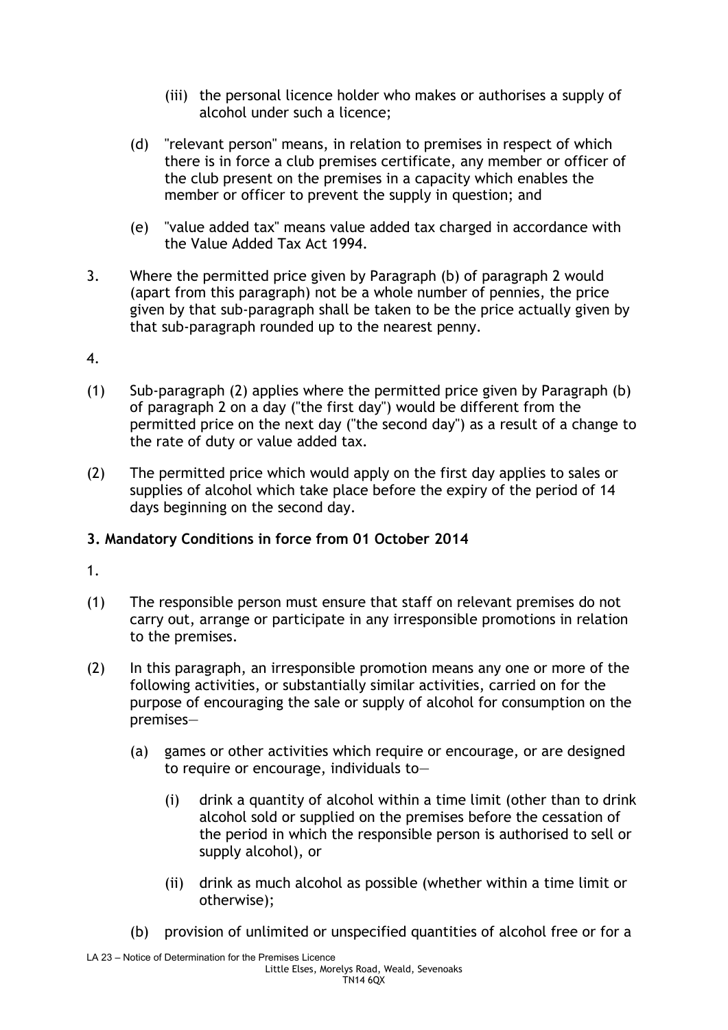(iii) the personal licence holder who makes or authorises a supply of alcohol under such a licence;

(d) "relevant person" means, in relation to premises in respect of which there is in force a club premises certificate, any member or officer of the club present on the premises in a capacity which enables the member or officer to prevent the supply in question; and

(e) "value added tax" means value added tax charged in accordance with the Value Added Tax Act 1994.

3. Where the permitted price given by Paragraph (b) of paragraph 2 would (apart from this paragraph) not be a whole number of pennies, the price given by that sub-paragraph shall be taken to be the price actually given by that sub-paragraph rounded up to the nearest penny.

4.

(1) Sub-paragraph (2) applies where the permitted price given by Paragraph (b) of paragraph 2 on a day ("the first day") would be different from the permitted price on the next day ("the second day") as a result of a change to the rate of duty or value added tax.

(2) The permitted price which would apply on the first day applies to sales or supplies of alcohol which take place before the expiry of the period of 14 days beginning on the second day.

**3. Mandatory Conditions in force from 01 October 2014**

1.

(1) The responsible person must ensure that staff on relevant premises do not carry out, arrange or participate in any irresponsible promotions in relation to the premises.

(2) In this paragraph, an irresponsible promotion means any one or more of the following activities, or substantially similar activities, carried on for the purpose of encouraging the sale or supply of alcohol for consumption on the premises—

(a) games or other activities which require or encourage, or are designed to require or encourage, individuals to—

(i) drink a quantity of alcohol within a time limit (other than to drink alcohol sold or supplied on the premises before the cessation of the period in which the responsible person is authorised to sell or supply alcohol), or

(ii) drink as much alcohol as possible (whether within a time limit or otherwise);

(b) provision of unlimited or unspecified quantities of alcohol free or for a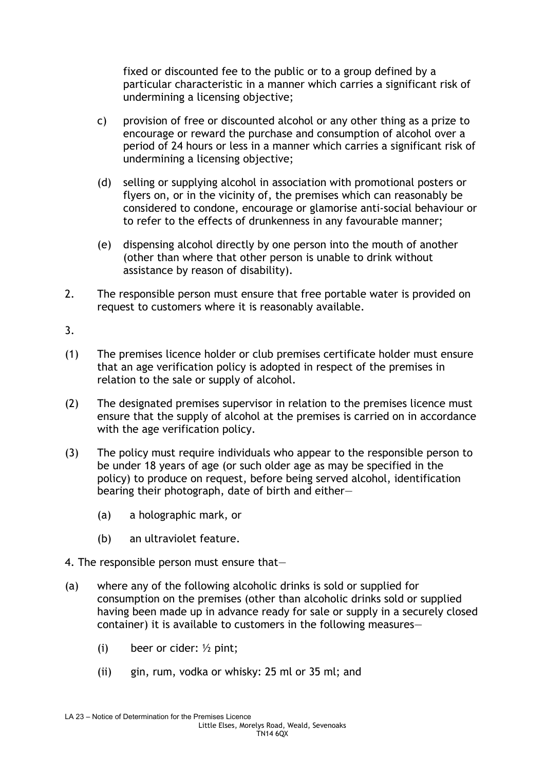fixed or discounted fee to the public or to a group defined by a particular characteristic in a manner which carries a significant risk of undermining a licensing objective;

c) provision of free or discounted alcohol or any other thing as a prize to encourage or reward the purchase and consumption of alcohol over a period of 24 hours or less in a manner which carries a significant risk of undermining a licensing objective;

(d) selling or supplying alcohol in association with promotional posters or flyers on, or in the vicinity of, the premises which can reasonably be considered to condone, encourage or glamorise anti-social behaviour or to refer to the effects of drunkenness in any favourable manner;

(e) dispensing alcohol directly by one person into the mouth of another (other than where that other person is unable to drink without assistance by reason of disability).

2. The responsible person must ensure that free portable water is provided on request to customers where it is reasonably available.

3.

(1) The premises licence holder or club premises certificate holder must ensure that an age verification policy is adopted in respect of the premises in relation to the sale or supply of alcohol.

(2) The designated premises supervisor in relation to the premises licence must ensure that the supply of alcohol at the premises is carried on in accordance with the age verification policy.

(3) The policy must require individuals who appear to the responsible person to be under 18 years of age (or such older age as may be specified in the policy) to produce on request, before being served alcohol, identification bearing their photograph, date of birth and either—

(a) a holographic mark, or

(b) an ultraviolet feature.

4. The responsible person must ensure that—

(a) where any of the following alcoholic drinks is sold or supplied for consumption on the premises (other than alcoholic drinks sold or supplied having been made up in advance ready for sale or supply in a securely closed container) it is available to customers in the following measures—

(i) beer or cider: ½ pint;

(ii) gin, rum, vodka or whisky: 25 ml or 35 ml; and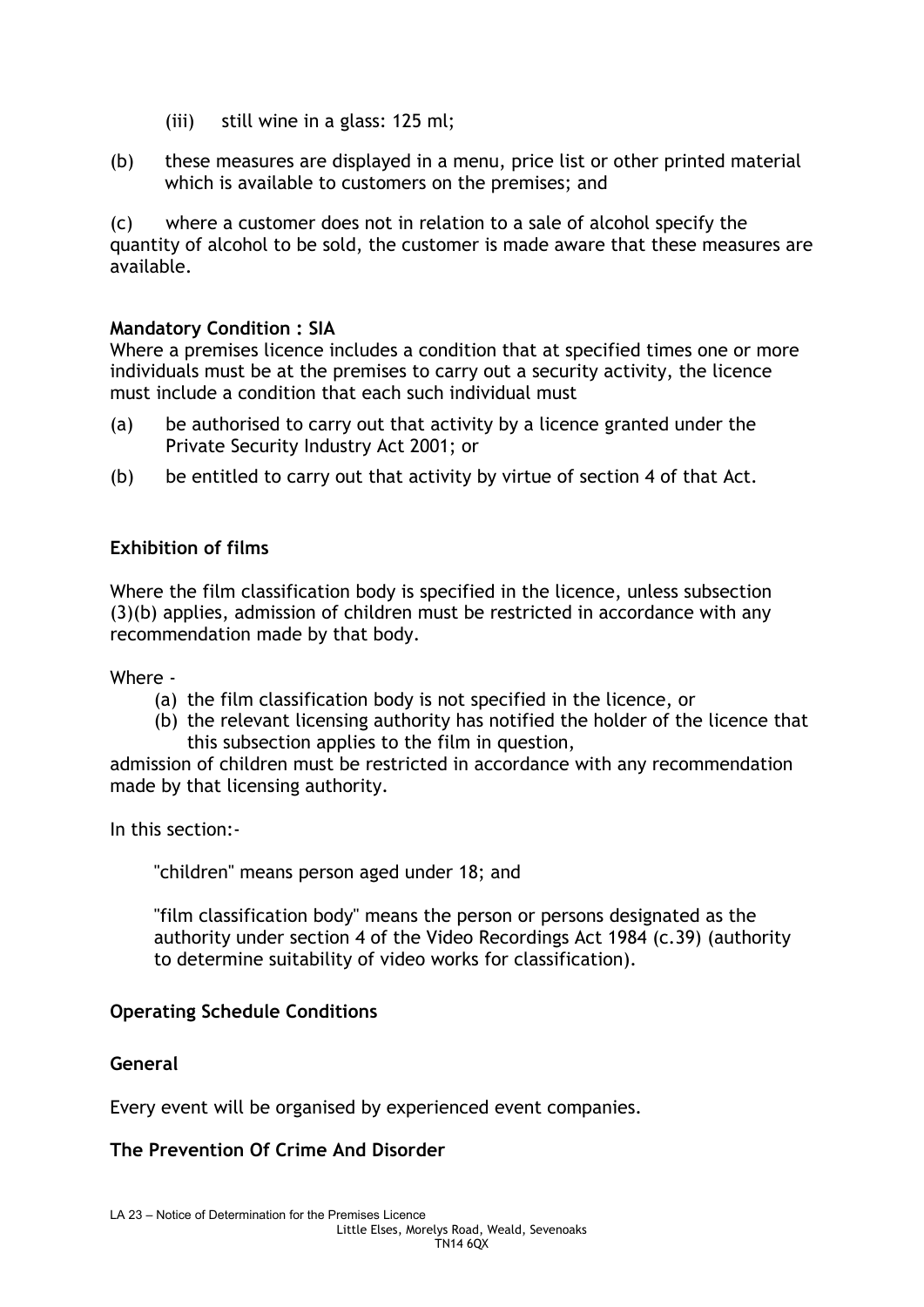(iii) still wine in a glass: 125 ml;

(b) these measures are displayed in a menu, price list or other printed material which is available to customers on the premises; and

(c) where a customer does not in relation to a sale of alcohol specify the quantity of alcohol to be sold, the customer is made aware that these measures are available.

**Mandatory Condition : SIA**

Where a premises licence includes a condition that at specified times one or more individuals must be at the premises to carry out a security activity, the licence must include a condition that each such individual must

(a) be authorised to carry out that activity by a licence granted under the Private Security Industry Act 2001; or

(b) be entitled to carry out that activity by virtue of section 4 of that Act.

**Exhibition of films**

Where the film classification body is specified in the licence, unless subsection (3)(b) applies, admission of children must be restricted in accordance with any recommendation made by that body.

Where -

(a) the film classification body is not specified in the licence, or
(b) the relevant licensing authority has notified the holder of the licence that this subsection applies to the film in question,

admission of children must be restricted in accordance with any recommendation made by that licensing authority.

In this section:-

"children" means person aged under 18; and

"film classification body" means the person or persons designated as the authority under section 4 of the Video Recordings Act 1984 (c.39) (authority to determine suitability of video works for classification).

**Operating Schedule Conditions**

**General**

Every event will be organised by experienced event companies.

**The Prevention Of Crime And Disorder**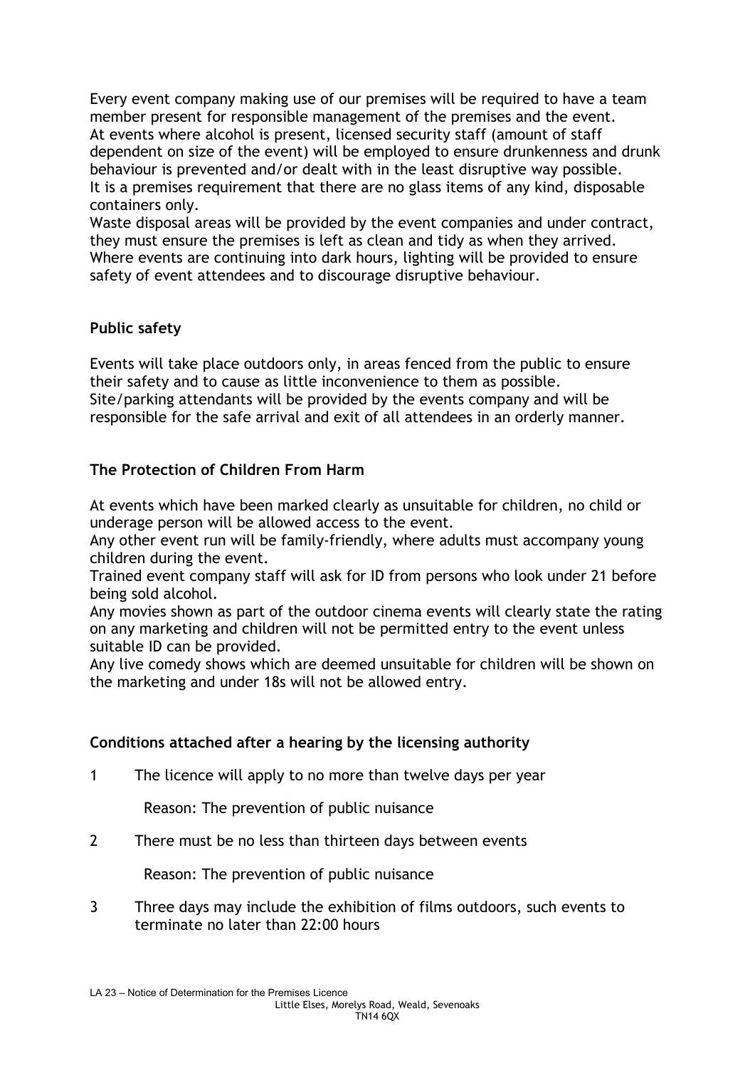Every event company making use of our premises will be required to have a team member present for responsible management of the premises and the event.
At events where alcohol is present, licensed security staff (amount of staff dependent on size of the event) will be employed to ensure drunkenness and drunk behaviour is prevented and/or dealt with in the least disruptive way possible.
It is a premises requirement that there are no glass items of any kind, disposable containers only.
Waste disposal areas will be provided by the event companies and under contract, they must ensure the premises is left as clean and tidy as when they arrived.
Where events are continuing into dark hours, lighting will be provided to ensure safety of event attendees and to discourage disruptive behaviour.

**Public safety**

Events will take place outdoors only, in areas fenced from the public to ensure their safety and to cause as little inconvenience to them as possible.
Site/parking attendants will be provided by the events company and will be responsible for the safe arrival and exit of all attendees in an orderly manner.

**The Protection of Children From Harm**

At events which have been marked clearly as unsuitable for children, no child or underage person will be allowed access to the event.
Any other event run will be family-friendly, where adults must accompany young children during the event.
Trained event company staff will ask for ID from persons who look under 21 before being sold alcohol.
Any movies shown as part of the outdoor cinema events will clearly state the rating on any marketing and children will not be permitted entry to the event unless suitable ID can be provided.
Any live comedy shows which are deemed unsuitable for children will be shown on the marketing and under 18s will not be allowed entry.

**Conditions attached after a hearing by the licensing authority**

1 The licence will apply to no more than twelve days per year

   Reason: The prevention of public nuisance

2 There must be no less than thirteen days between events

   Reason: The prevention of public nuisance

3 Three days may include the exhibition of films outdoors, such events to terminate no later than 22:00 hours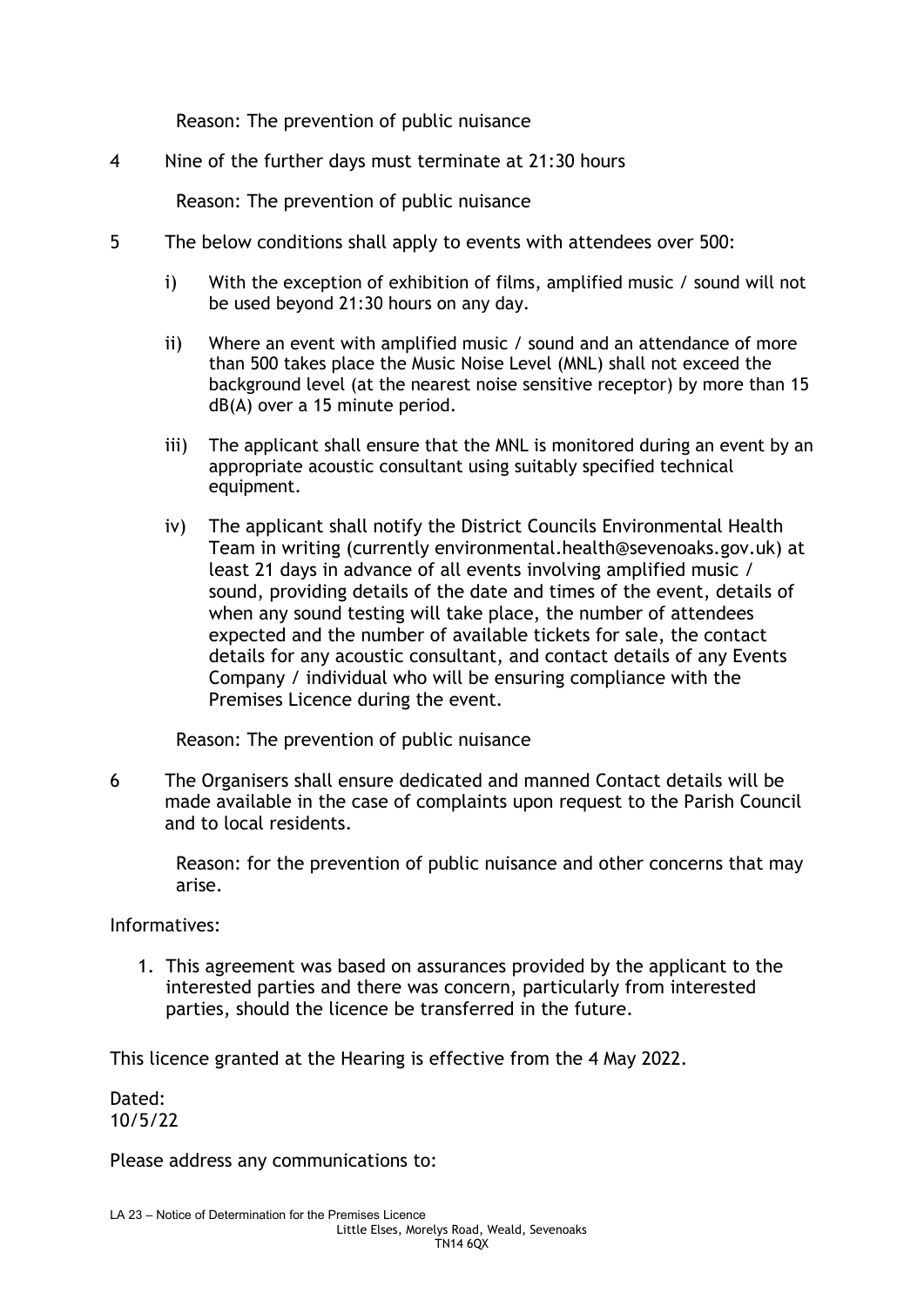Reason: The prevention of public nuisance

4 Nine of the further days must terminate at 21:30 hours

Reason: The prevention of public nuisance

5 The below conditions shall apply to events with attendees over 500:

   i) With the exception of exhibition of films, amplified music / sound will not be used beyond 21:30 hours on any day.

   ii) Where an event with amplified music / sound and an attendance of more than 500 takes place the Music Noise Level (MNL) shall not exceed the background level (at the nearest noise sensitive receptor) by more than 15 dB(A) over a 15 minute period.

   iii) The applicant shall ensure that the MNL is monitored during an event by an appropriate acoustic consultant using suitably specified technical equipment.

   iv) The applicant shall notify the District Councils Environmental Health Team in writing (currently environmental.health@sevenoaks.gov.uk) at least 21 days in advance of all events involving amplified music / sound, providing details of the date and times of the event, details of when any sound testing will take place, the number of attendees expected and the number of available tickets for sale, the contact details for any acoustic consultant, and contact details of any Events Company / individual who will be ensuring compliance with the Premises Licence during the event.

Reason: The prevention of public nuisance

6 The Organisers shall ensure dedicated and manned Contact details will be made available in the case of complaints upon request to the Parish Council and to local residents.

Reason: for the prevention of public nuisance and other concerns that may arise.

Informatives:

1. This agreement was based on assurances provided by the applicant to the interested parties and there was concern, particularly from interested parties, should the licence be transferred in the future.

This licence granted at the Hearing is effective from the 4 May 2022.

Dated:
10/5/22

Please address any communications to: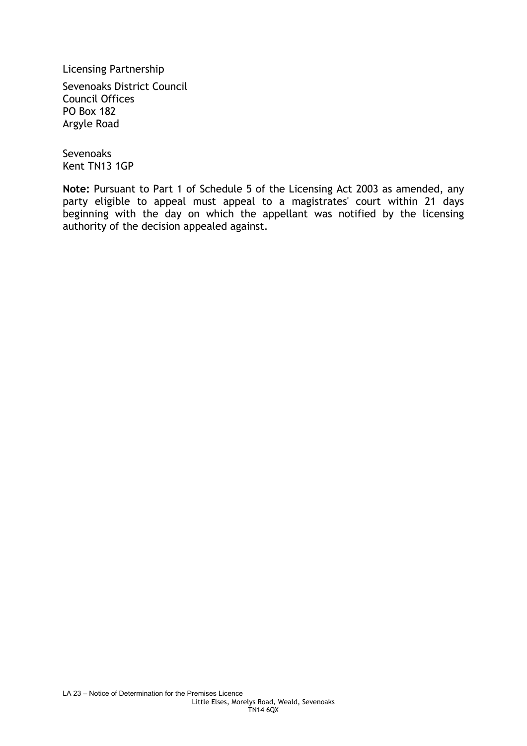Licensing Partnership

Sevenoaks District Council
Council Offices
PO Box 182
Argyle Road

Sevenoaks
Kent TN13 1GP

**Note:** Pursuant to Part 1 of Schedule 5 of the Licensing Act 2003 as amended, any party eligible to appeal must appeal to a magistrates' court within 21 days beginning with the day on which the appellant was notified by the licensing authority of the decision appealed against.